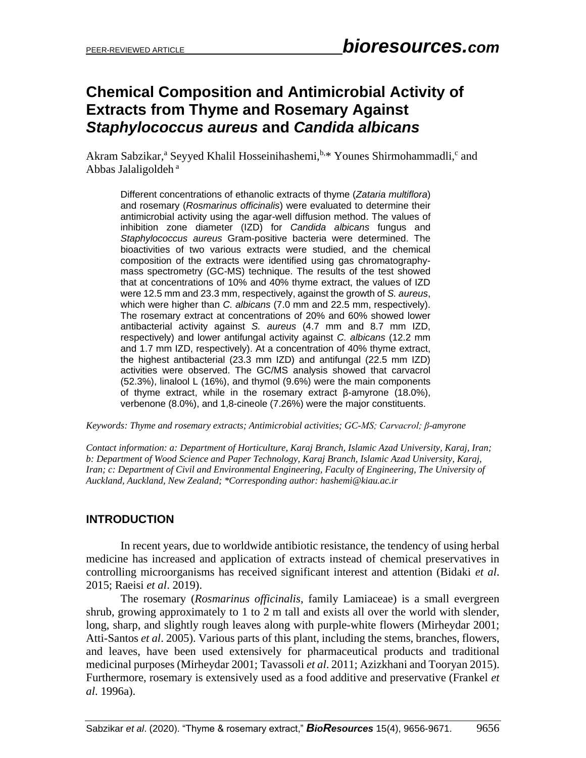# Chemical Composition and Antimicrobial Activity of Extracts from Thyme and Rosemary Against *Staphylococcus aureus* and *Candida albicans*

Akram Sabzikar,[a] Seyyed Khalil Hosseinihashemi,[b,*] Younes Shirmohammadli,[c] and Abbas Jalaligoldeh [a]

Different concentrations of ethanolic extracts of thyme (*Zataria multiflora*) and rosemary (*Rosmarinus officinalis*) were evaluated to determine their antimicrobial activity using the agar-well diffusion method. The values of inhibition zone diameter (IZD) for *Candida albicans* fungus and *Staphylococcus aureus* Gram-positive bacteria were determined. The bioactivities of two various extracts were studied, and the chemical composition of the extracts were identified using gas chromatography-mass spectrometry (GC-MS) technique. The results of the test showed that at concentrations of 10% and 40% thyme extract, the values of IZD were 12.5 mm and 23.3 mm, respectively, against the growth of *S. aureus*, which were higher than *C. albicans* (7.0 mm and 22.5 mm, respectively). The rosemary extract at concentrations of 20% and 60% showed lower antibacterial activity against *S. aureus* (4.7 mm and 8.7 mm IZD, respectively) and lower antifungal activity against *C. albicans* (12.2 mm and 1.7 mm IZD, respectively). At a concentration of 40% thyme extract, the highest antibacterial (23.3 mm IZD) and antifungal (22.5 mm IZD) activities were observed. The GC/MS analysis showed that carvacrol (52.3%), linalool L (16%), and thymol (9.6%) were the main components of thyme extract, while in the rosemary extract β-amyrone (18.0%), verbenone (8.0%), and 1,8-cineole (7.26%) were the major constituents.

*Keywords: Thyme and rosemary extracts; Antimicrobial activities; GC-MS; Carvacrol; β-amyrone*

*Contact information: a: Department of Horticulture, Karaj Branch, Islamic Azad University, Karaj, Iran; b: Department of Wood Science and Paper Technology, Karaj Branch, Islamic Azad University, Karaj, Iran; c: Department of Civil and Environmental Engineering, Faculty of Engineering, The University of Auckland, Auckland, New Zealand; \*Corresponding author: hashemi@kiau.ac.ir*

## INTRODUCTION

In recent years, due to worldwide antibiotic resistance, the tendency of using herbal medicine has increased and application of extracts instead of chemical preservatives in controlling microorganisms has received significant interest and attention (Bidaki *et al*. 2015; Raeisi *et al*. 2019).

The rosemary (*Rosmarinus officinalis*, family Lamiaceae) is a small evergreen shrub, growing approximately to 1 to 2 m tall and exists all over the world with slender, long, sharp, and slightly rough leaves along with purple-white flowers (Mirheydar 2001; Atti-Santos *et al*. 2005). Various parts of this plant, including the stems, branches, flowers, and leaves, have been used extensively for pharmaceutical products and traditional medicinal purposes (Mirheydar 2001; Tavassoli *et al*. 2011; Azizkhani and Tooryan 2015). Furthermore, rosemary is extensively used as a food additive and preservative (Frankel *et al*. 1996a).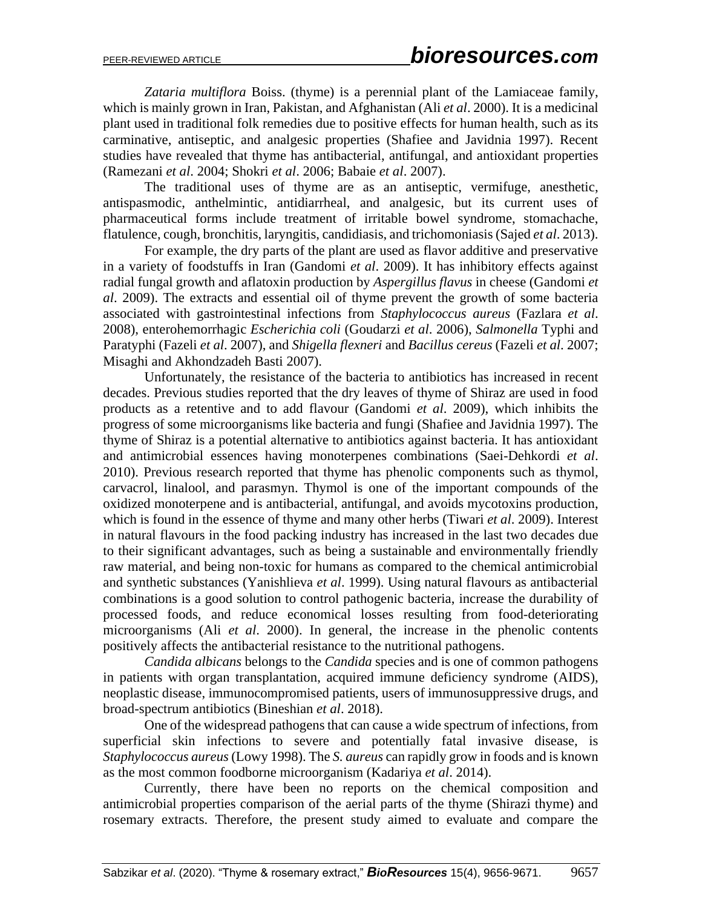*Zataria multiflora* Boiss. (thyme) is a perennial plant of the Lamiaceae family, which is mainly grown in Iran, Pakistan, and Afghanistan (Ali *et al*. 2000). It is a medicinal plant used in traditional folk remedies due to positive effects for human health, such as its carminative, antiseptic, and analgesic properties (Shafiee and Javidnia 1997). Recent studies have revealed that thyme has antibacterial, antifungal, and antioxidant properties (Ramezani *et al*. 2004; Shokri *et al*. 2006; Babaie *et al*. 2007).

The traditional uses of thyme are as an antiseptic, vermifuge, anesthetic, antispasmodic, anthelmintic, antidiarrheal, and analgesic, but its current uses of pharmaceutical forms include treatment of irritable bowel syndrome, stomachache, flatulence, cough, bronchitis, laryngitis, candidiasis, and trichomoniasis (Sajed *et al*. 2013).

For example, the dry parts of the plant are used as flavor additive and preservative in a variety of foodstuffs in Iran (Gandomi *et al*. 2009). It has inhibitory effects against radial fungal growth and aflatoxin production by *Aspergillus flavus* in cheese (Gandomi *et al*. 2009). The extracts and essential oil of thyme prevent the growth of some bacteria associated with gastrointestinal infections from *Staphylococcus aureus* (Fazlara *et al*. 2008), enterohemorrhagic *Escherichia coli* (Goudarzi *et al*. 2006), *Salmonella* Typhi and Paratyphi (Fazeli *et al*. 2007), and *Shigella flexneri* and *Bacillus cereus* (Fazeli *et al*. 2007; Misaghi and Akhondzadeh Basti 2007).

Unfortunately, the resistance of the bacteria to antibiotics has increased in recent decades. Previous studies reported that the dry leaves of thyme of Shiraz are used in food products as a retentive and to add flavour (Gandomi *et al*. 2009), which inhibits the progress of some microorganisms like bacteria and fungi (Shafiee and Javidnia 1997). The thyme of Shiraz is a potential alternative to antibiotics against bacteria. It has antioxidant and antimicrobial essences having monoterpenes combinations (Saei-Dehkordi *et al*. 2010). Previous research reported that thyme has phenolic components such as thymol, carvacrol, linalool, and parasmyn. Thymol is one of the important compounds of the oxidized monoterpene and is antibacterial, antifungal, and avoids mycotoxins production, which is found in the essence of thyme and many other herbs (Tiwari *et al*. 2009). Interest in natural flavours in the food packing industry has increased in the last two decades due to their significant advantages, such as being a sustainable and environmentally friendly raw material, and being non-toxic for humans as compared to the chemical antimicrobial and synthetic substances (Yanishlieva *et al*. 1999). Using natural flavours as antibacterial combinations is a good solution to control pathogenic bacteria, increase the durability of processed foods, and reduce economical losses resulting from food-deteriorating microorganisms (Ali *et al*. 2000). In general, the increase in the phenolic contents positively affects the antibacterial resistance to the nutritional pathogens.

*Candida albicans* belongs to the *Candida* species and is one of common pathogens in patients with organ transplantation, acquired immune deficiency syndrome (AIDS), neoplastic disease, immunocompromised patients, users of immunosuppressive drugs, and broad-spectrum antibiotics (Bineshian *et al*. 2018).

One of the widespread pathogens that can cause a wide spectrum of infections, from superficial skin infections to severe and potentially fatal invasive disease, is *Staphylococcus aureus* (Lowy 1998). The *S. aureus* can rapidly grow in foods and is known as the most common foodborne microorganism (Kadariya *et al*. 2014).

Currently, there have been no reports on the chemical composition and antimicrobial properties comparison of the aerial parts of the thyme (Shirazi thyme) and rosemary extracts. Therefore, the present study aimed to evaluate and compare the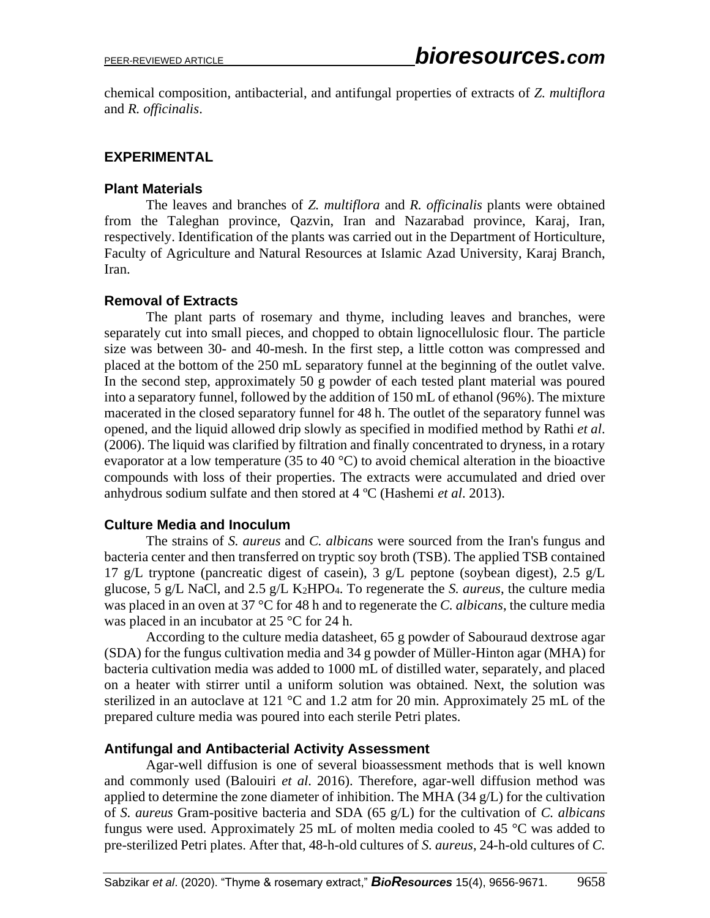chemical composition, antibacterial, and antifungal properties of extracts of *Z. multiflora* and *R. officinalis*.

## EXPERIMENTAL

### Plant Materials

The leaves and branches of *Z. multiflora* and *R. officinalis* plants were obtained from the Taleghan province, Qazvin, Iran and Nazarabad province, Karaj, Iran, respectively. Identification of the plants was carried out in the Department of Horticulture, Faculty of Agriculture and Natural Resources at Islamic Azad University, Karaj Branch, Iran.

### Removal of Extracts

The plant parts of rosemary and thyme, including leaves and branches, were separately cut into small pieces, and chopped to obtain lignocellulosic flour. The particle size was between 30- and 40-mesh. In the first step, a little cotton was compressed and placed at the bottom of the 250 mL separatory funnel at the beginning of the outlet valve. In the second step, approximately 50 g powder of each tested plant material was poured into a separatory funnel, followed by the addition of 150 mL of ethanol (96%). The mixture macerated in the closed separatory funnel for 48 h. The outlet of the separatory funnel was opened, and the liquid allowed drip slowly as specified in modified method by Rathi *et al*. (2006). The liquid was clarified by filtration and finally concentrated to dryness, in a rotary evaporator at a low temperature (35 to 40 °C) to avoid chemical alteration in the bioactive compounds with loss of their properties. The extracts were accumulated and dried over anhydrous sodium sulfate and then stored at 4 ºC (Hashemi *et al*. 2013).

### Culture Media and Inoculum

The strains of *S. aureus* and *C. albicans* were sourced from the Iran's fungus and bacteria center and then transferred on tryptic soy broth (TSB). The applied TSB contained 17 g/L tryptone (pancreatic digest of casein), 3 g/L peptone (soybean digest), 2.5 g/L glucose, 5 g/L NaCl, and 2.5 g/L $K_2HPO_4$. To regenerate the *S. aureus*, the culture media was placed in an oven at 37 °C for 48 h and to regenerate the *C. albicans*, the culture media was placed in an incubator at 25 °C for 24 h.

According to the culture media datasheet, 65 g powder of Sabouraud dextrose agar (SDA) for the fungus cultivation media and 34 g powder of Müller-Hinton agar (MHA) for bacteria cultivation media was added to 1000 mL of distilled water, separately, and placed on a heater with stirrer until a uniform solution was obtained. Next, the solution was sterilized in an autoclave at 121 °C and 1.2 atm for 20 min. Approximately 25 mL of the prepared culture media was poured into each sterile Petri plates.

### Antifungal and Antibacterial Activity Assessment

Agar-well diffusion is one of several bioassessment methods that is well known and commonly used (Balouiri *et al*. 2016). Therefore, agar-well diffusion method was applied to determine the zone diameter of inhibition. The MHA (34 g/L) for the cultivation of *S. aureus* Gram-positive bacteria and SDA (65 g/L) for the cultivation of *C. albicans* fungus were used. Approximately 25 mL of molten media cooled to 45 °C was added to pre-sterilized Petri plates. After that, 48-h-old cultures of *S. aureus*, 24-h-old cultures of *C.*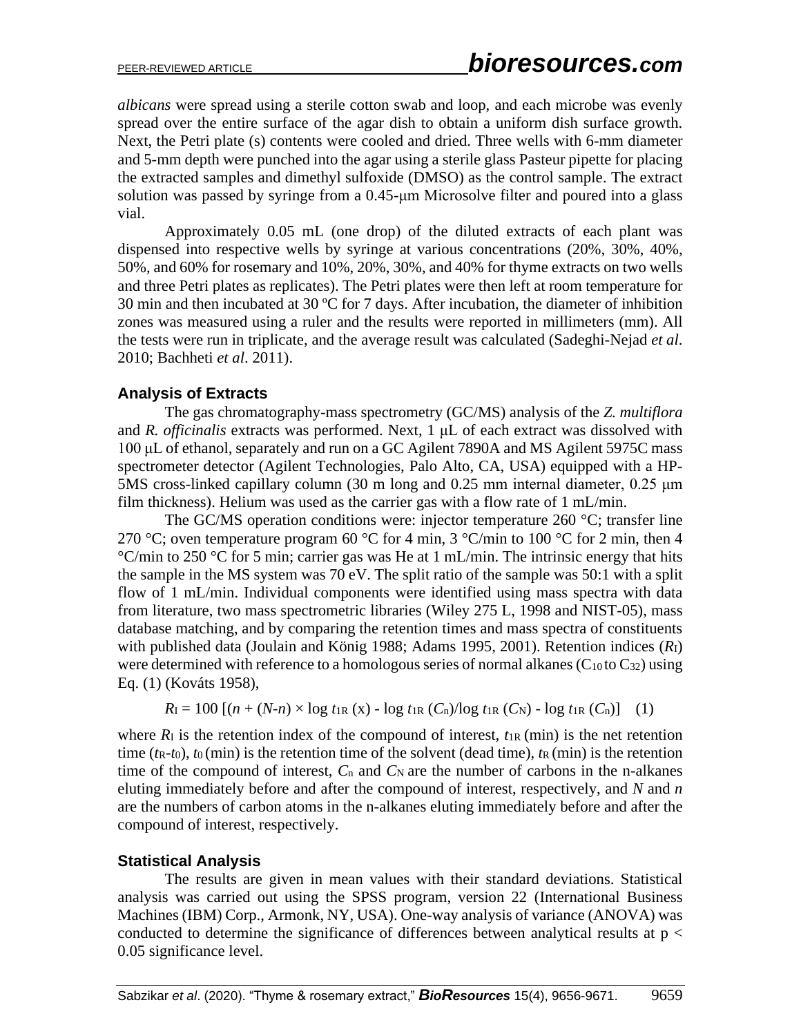*albicans* were spread using a sterile cotton swab and loop, and each microbe was evenly spread over the entire surface of the agar dish to obtain a uniform dish surface growth. Next, the Petri plate (s) contents were cooled and dried. Three wells with 6-mm diameter and 5-mm depth were punched into the agar using a sterile glass Pasteur pipette for placing the extracted samples and dimethyl sulfoxide (DMSO) as the control sample. The extract solution was passed by syringe from a 0.45-μm Microsolve filter and poured into a glass vial.

Approximately 0.05 mL (one drop) of the diluted extracts of each plant was dispensed into respective wells by syringe at various concentrations (20%, 30%, 40%, 50%, and 60% for rosemary and 10%, 20%, 30%, and 40% for thyme extracts on two wells and three Petri plates as replicates). The Petri plates were then left at room temperature for 30 min and then incubated at 30 ºC for 7 days. After incubation, the diameter of inhibition zones was measured using a ruler and the results were reported in millimeters (mm). All the tests were run in triplicate, and the average result was calculated (Sadeghi-Nejad *et al*. 2010; Bachheti *et al*. 2011).

### Analysis of Extracts

The gas chromatography-mass spectrometry (GC/MS) analysis of the *Z. multiflora* and *R. officinalis* extracts was performed. Next, 1 μL of each extract was dissolved with 100 μL of ethanol, separately and run on a GC Agilent 7890A and MS Agilent 5975C mass spectrometer detector (Agilent Technologies, Palo Alto, CA, USA) equipped with a HP-5MS cross-linked capillary column (30 m long and 0.25 mm internal diameter, 0.25 μm film thickness). Helium was used as the carrier gas with a flow rate of 1 mL/min.

The GC/MS operation conditions were: injector temperature 260 °C; transfer line 270 °C; oven temperature program 60 °C for 4 min, 3 °C/min to 100 °C for 2 min, then 4 °C/min to 250 °C for 5 min; carrier gas was He at 1 mL/min. The intrinsic energy that hits the sample in the MS system was 70 eV. The split ratio of the sample was 50:1 with a split flow of 1 mL/min. Individual components were identified using mass spectra with data from literature, two mass spectrometric libraries (Wiley 275 L, 1998 and NIST-05), mass database matching, and by comparing the retention times and mass spectra of constituents with published data (Joulain and König 1988; Adams 1995, 2001). Retention indices ($R_I$) were determined with reference to a homologous series of normal alkanes ($C_{10}$ to $C_{32}$) using Eq. (1) (Kováts 1958),

$$R_I = 100\,[(n + (N\text{-}n) \times \log t_{1R}\,(x) - \log t_{1R}\,(C_n)/\log t_{1R}\,(C_N) - \log t_{1R}\,(C_n)] \quad (1)$$

where $R_I$ is the retention index of the compound of interest, $t_{1R}$ (min) is the net retention time ($t_R$-$t_0$), $t_0$ (min) is the retention time of the solvent (dead time), $t_R$ (min) is the retention time of the compound of interest, $C_n$ and $C_N$ are the number of carbons in the n-alkanes eluting immediately before and after the compound of interest, respectively, and $N$ and $n$ are the numbers of carbon atoms in the n-alkanes eluting immediately before and after the compound of interest, respectively.

### Statistical Analysis

The results are given in mean values with their standard deviations. Statistical analysis was carried out using the SPSS program, version 22 (International Business Machines (IBM) Corp., Armonk, NY, USA). One-way analysis of variance (ANOVA) was conducted to determine the significance of differences between analytical results at $p < 0.05$ significance level.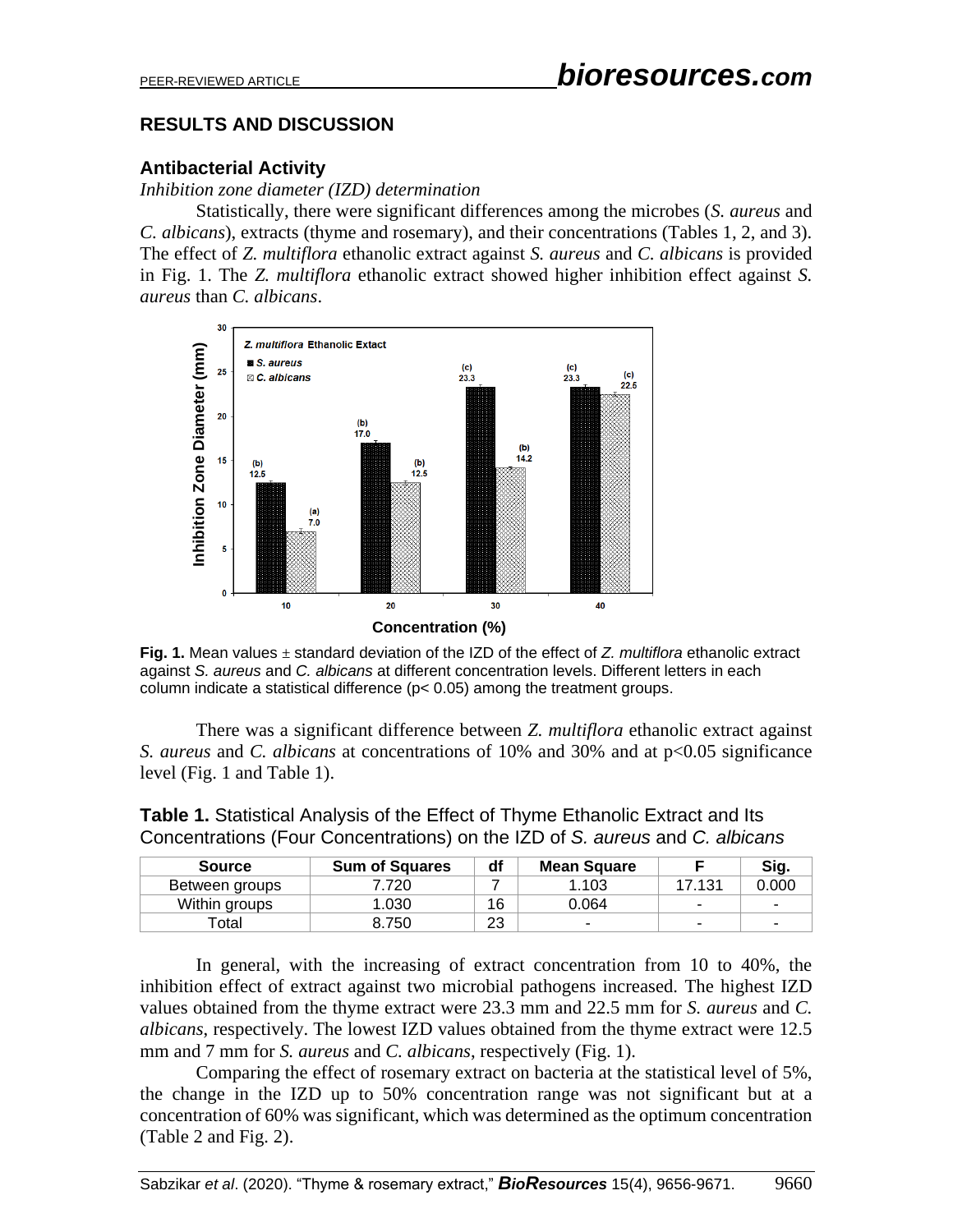## RESULTS AND DISCUSSION

### Antibacterial Activity

*Inhibition zone diameter (IZD) determination*

Statistically, there were significant differences among the microbes (*S. aureus* and *C. albicans*), extracts (thyme and rosemary), and their concentrations (Tables 1, 2, and 3). The effect of *Z. multiflora* ethanolic extract against *S. aureus* and *C. albicans* is provided in Fig. 1. The *Z. multiflora* ethanolic extract showed higher inhibition effect against *S. aureus* than *C. albicans*.

**Fig. 1.** Mean values ± standard deviation of the IZD of the effect of *Z. multiflora* ethanolic extract against *S. aureus* and *C. albicans* at different concentration levels. Different letters in each column indicate a statistical difference ($p < 0.05$) among the treatment groups.

There was a significant difference between *Z. multiflora* ethanolic extract against *S. aureus* and *C. albicans* at concentrations of 10% and 30% and at $p<0.05$ significance level (Fig. 1 and Table 1).

**Table 1.** Statistical Analysis of the Effect of Thyme Ethanolic Extract and Its Concentrations (Four Concentrations) on the IZD of *S. aureus* and *C. albicans*

| Source | Sum of Squares | df | Mean Square | F | Sig. |
|---|---|---|---|---|---|
| Between groups | 7.720 | 7 | 1.103 | 17.131 | 0.000 |
| Within groups | 1.030 | 16 | 0.064 | - | - |
| Total | 8.750 | 23 | - | - | - |

In general, with the increasing of extract concentration from 10 to 40%, the inhibition effect of extract against two microbial pathogens increased. The highest IZD values obtained from the thyme extract were 23.3 mm and 22.5 mm for *S. aureus* and *C. albicans*, respectively. The lowest IZD values obtained from the thyme extract were 12.5 mm and 7 mm for *S. aureus* and *C. albicans*, respectively (Fig. 1).

Comparing the effect of rosemary extract on bacteria at the statistical level of 5%, the change in the IZD up to 50% concentration range was not significant but at a concentration of 60% was significant, which was determined as the optimum concentration (Table 2 and Fig. 2).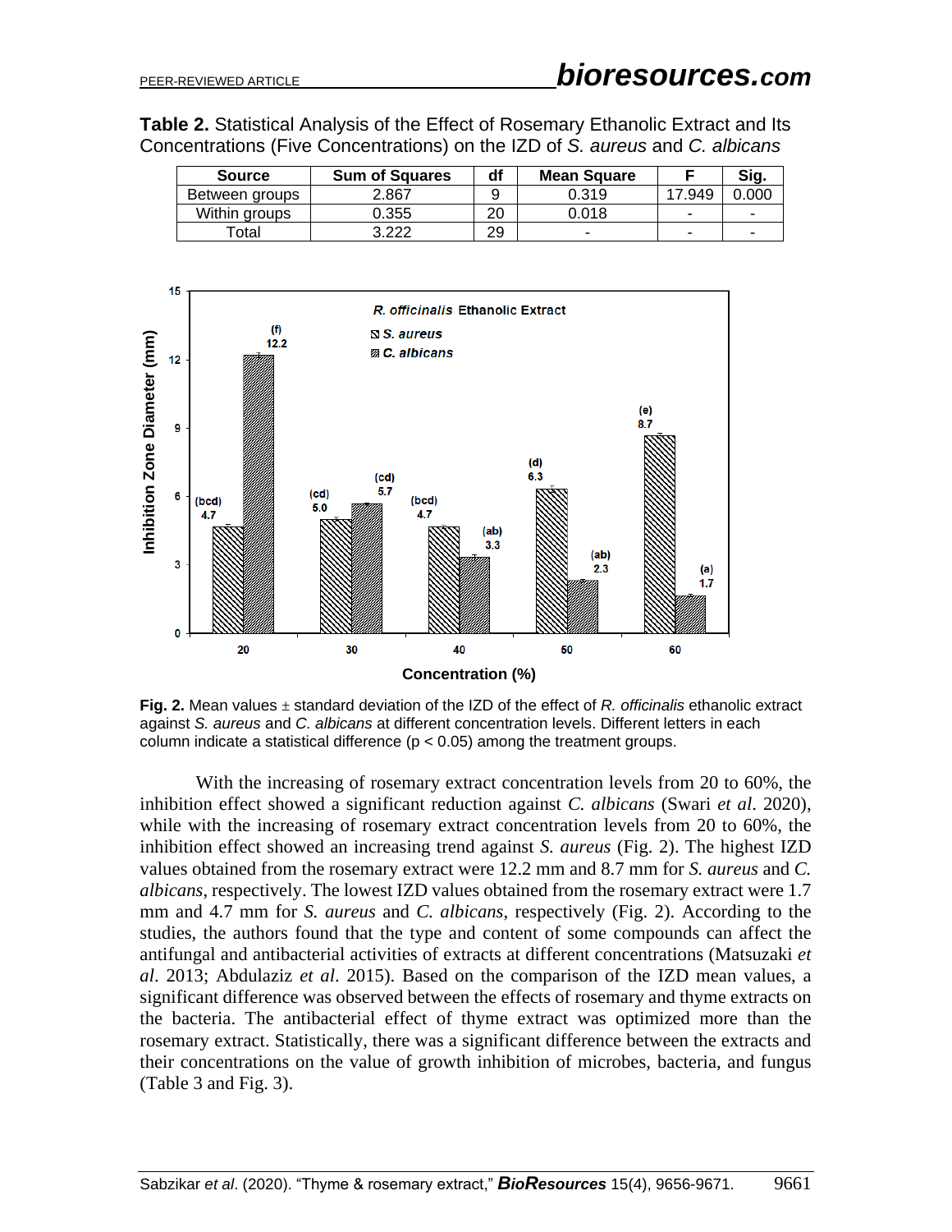**Table 2.** Statistical Analysis of the Effect of Rosemary Ethanolic Extract and Its Concentrations (Five Concentrations) on the IZD of *S. aureus* and *C. albicans*

| Source | Sum of Squares | df | Mean Square | F | Sig. |
|---|---|---|---|---|---|
| Between groups | 2.867 | 9 | 0.319 | 17.949 | 0.000 |
| Within groups | 0.355 | 20 | 0.018 | - | - |
| Total | 3.222 | 29 | - | - | - |

**Fig. 2.** Mean values ± standard deviation of the IZD of the effect of *R. officinalis* ethanolic extract against *S. aureus* and *C. albicans* at different concentration levels. Different letters in each column indicate a statistical difference ($p < 0.05$) among the treatment groups.

With the increasing of rosemary extract concentration levels from 20 to 60%, the inhibition effect showed a significant reduction against *C. albicans* (Swari *et al*. 2020), while with the increasing of rosemary extract concentration levels from 20 to 60%, the inhibition effect showed an increasing trend against *S. aureus* (Fig. 2). The highest IZD values obtained from the rosemary extract were 12.2 mm and 8.7 mm for *S. aureus* and *C. albicans*, respectively. The lowest IZD values obtained from the rosemary extract were 1.7 mm and 4.7 mm for *S. aureus* and *C. albicans*, respectively (Fig. 2). According to the studies, the authors found that the type and content of some compounds can affect the antifungal and antibacterial activities of extracts at different concentrations (Matsuzaki *et al*. 2013; Abdulaziz *et al*. 2015). Based on the comparison of the IZD mean values, a significant difference was observed between the effects of rosemary and thyme extracts on the bacteria. The antibacterial effect of thyme extract was optimized more than the rosemary extract. Statistically, there was a significant difference between the extracts and their concentrations on the value of growth inhibition of microbes, bacteria, and fungus (Table 3 and Fig. 3).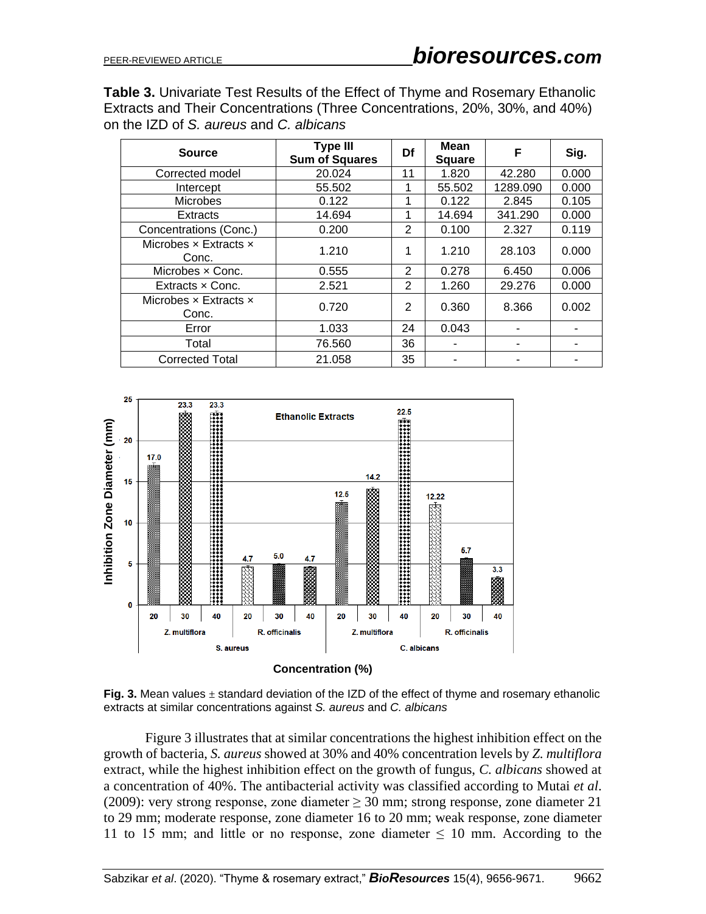**Table 3.** Univariate Test Results of the Effect of Thyme and Rosemary Ethanolic Extracts and Their Concentrations (Three Concentrations, 20%, 30%, and 40%) on the IZD of *S. aureus* and *C. albicans*

| Source | Type III Sum of Squares | Df | Mean Square | F | Sig. |
|---|---|---|---|---|---|
| Corrected model | 20.024 | 11 | 1.820 | 42.280 | 0.000 |
| Intercept | 55.502 | 1 | 55.502 | 1289.090 | 0.000 |
| Microbes | 0.122 | 1 | 0.122 | 2.845 | 0.105 |
| Extracts | 14.694 | 1 | 14.694 | 341.290 | 0.000 |
| Concentrations (Conc.) | 0.200 | 2 | 0.100 | 2.327 | 0.119 |
| Microbes × Extracts × Conc. | 1.210 | 1 | 1.210 | 28.103 | 0.000 |
| Microbes × Conc. | 0.555 | 2 | 0.278 | 6.450 | 0.006 |
| Extracts × Conc. | 2.521 | 2 | 1.260 | 29.276 | 0.000 |
| Microbes × Extracts × Conc. | 0.720 | 2 | 0.360 | 8.366 | 0.002 |
| Error | 1.033 | 24 | 0.043 | - | - |
| Total | 76.560 | 36 | - | - | - |
| Corrected Total | 21.058 | 35 | - | - | - |

**Fig. 3.** Mean values ± standard deviation of the IZD of the effect of thyme and rosemary ethanolic extracts at similar concentrations against *S. aureus* and *C. albicans*

Figure 3 illustrates that at similar concentrations the highest inhibition effect on the growth of bacteria, *S. aureus* showed at 30% and 40% concentration levels by *Z. multiflora* extract, while the highest inhibition effect on the growth of fungus, *C. albicans* showed at a concentration of 40%. The antibacterial activity was classified according to Mutai *et al*. (2009): very strong response, zone diameter ≥ 30 mm; strong response, zone diameter 21 to 29 mm; moderate response, zone diameter 16 to 20 mm; weak response, zone diameter 11 to 15 mm; and little or no response, zone diameter ≤ 10 mm. According to the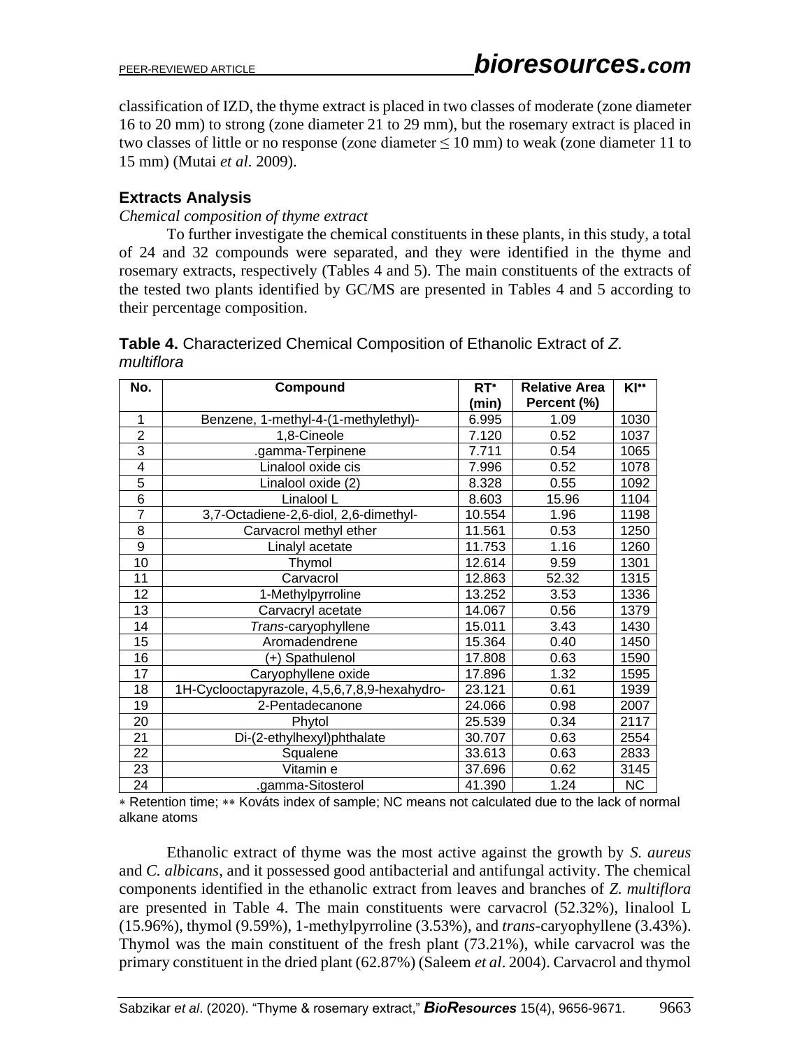classification of IZD, the thyme extract is placed in two classes of moderate (zone diameter 16 to 20 mm) to strong (zone diameter 21 to 29 mm), but the rosemary extract is placed in two classes of little or no response (zone diameter ≤ 10 mm) to weak (zone diameter 11 to 15 mm) (Mutai *et al*. 2009).

### Extracts Analysis

*Chemical composition of thyme extract*

To further investigate the chemical constituents in these plants, in this study, a total of 24 and 32 compounds were separated, and they were identified in the thyme and rosemary extracts, respectively (Tables 4 and 5). The main constituents of the extracts of the tested two plants identified by GC/MS are presented in Tables 4 and 5 according to their percentage composition.

**Table 4.** Characterized Chemical Composition of Ethanolic Extract of *Z. multiflora*

| No. | Compound | RT* (min) | Relative Area Percent (%) | KI** |
|---|---|---|---|---|
| 1 | Benzene, 1-methyl-4-(1-methylethyl)- | 6.995 | 1.09 | 1030 |
| 2 | 1,8-Cineole | 7.120 | 0.52 | 1037 |
| 3 | .gamma-Terpinene | 7.711 | 0.54 | 1065 |
| 4 | Linalool oxide cis | 7.996 | 0.52 | 1078 |
| 5 | Linalool oxide (2) | 8.328 | 0.55 | 1092 |
| 6 | Linalool L | 8.603 | 15.96 | 1104 |
| 7 | 3,7-Octadiene-2,6-diol, 2,6-dimethyl- | 10.554 | 1.96 | 1198 |
| 8 | Carvacrol methyl ether | 11.561 | 0.53 | 1250 |
| 9 | Linalyl acetate | 11.753 | 1.16 | 1260 |
| 10 | Thymol | 12.614 | 9.59 | 1301 |
| 11 | Carvacrol | 12.863 | 52.32 | 1315 |
| 12 | 1-Methylpyrroline | 13.252 | 3.53 | 1336 |
| 13 | Carvacryl acetate | 14.067 | 0.56 | 1379 |
| 14 | *Trans*-caryophyllene | 15.011 | 3.43 | 1430 |
| 15 | Aromadendrene | 15.364 | 0.40 | 1450 |
| 16 | (+) Spathulenol | 17.808 | 0.63 | 1590 |
| 17 | Caryophyllene oxide | 17.896 | 1.32 | 1595 |
| 18 | 1H-Cyclooctapyrazole, 4,5,6,7,8,9-hexahydro- | 23.121 | 0.61 | 1939 |
| 19 | 2-Pentadecanone | 24.066 | 0.98 | 2007 |
| 20 | Phytol | 25.539 | 0.34 | 2117 |
| 21 | Di-(2-ethylhexyl)phthalate | 30.707 | 0.63 | 2554 |
| 22 | Squalene | 33.613 | 0.63 | 2833 |
| 23 | Vitamin e | 37.696 | 0.62 | 3145 |
| 24 | .gamma-Sitosterol | 41.390 | 1.24 | NC |

\* Retention time; ** Kováts index of sample; NC means not calculated due to the lack of normal alkane atoms

Ethanolic extract of thyme was the most active against the growth by *S. aureus* and *C. albicans*, and it possessed good antibacterial and antifungal activity. The chemical components identified in the ethanolic extract from leaves and branches of *Z. multiflora* are presented in Table 4. The main constituents were carvacrol (52.32%), linalool L (15.96%), thymol (9.59%), 1-methylpyrroline (3.53%), and *trans*-caryophyllene (3.43%). Thymol was the main constituent of the fresh plant (73.21%), while carvacrol was the primary constituent in the dried plant (62.87%) (Saleem *et al*. 2004). Carvacrol and thymol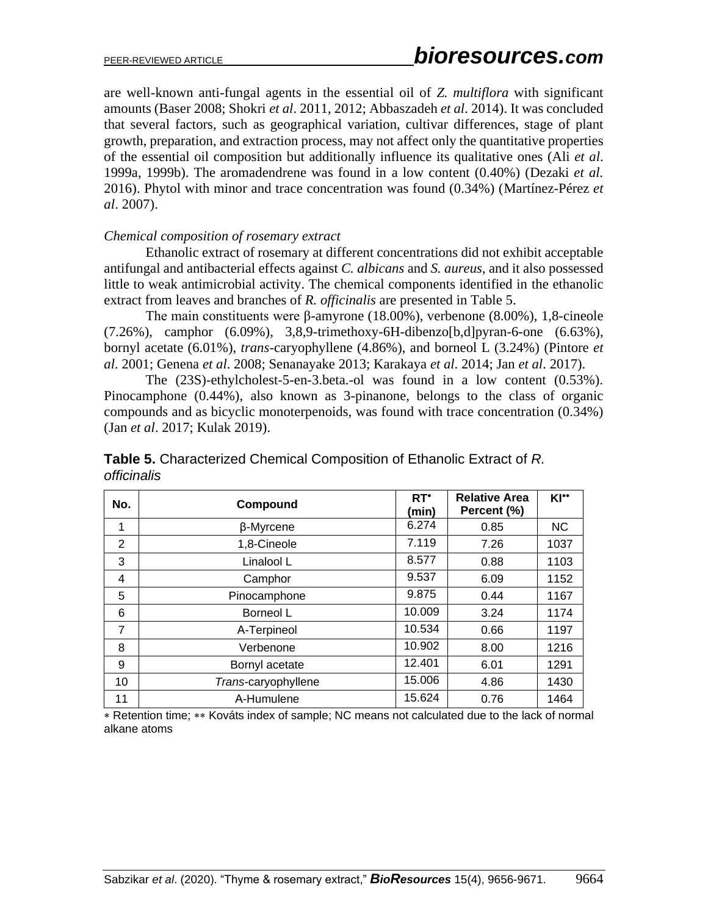are well-known anti-fungal agents in the essential oil of *Z. multiflora* with significant amounts (Baser 2008; Shokri *et al*. 2011, 2012; Abbaszadeh *et al*. 2014). It was concluded that several factors, such as geographical variation, cultivar differences, stage of plant growth, preparation, and extraction process, may not affect only the quantitative properties of the essential oil composition but additionally influence its qualitative ones (Ali *et al*. 1999a, 1999b). The aromadendrene was found in a low content (0.40%) (Dezaki *et al.* 2016). Phytol with minor and trace concentration was found (0.34%) (Martínez-Pérez *et al*. 2007).

*Chemical composition of rosemary extract*

Ethanolic extract of rosemary at different concentrations did not exhibit acceptable antifungal and antibacterial effects against *C. albicans* and *S. aureus*, and it also possessed little to weak antimicrobial activity. The chemical components identified in the ethanolic extract from leaves and branches of *R. officinalis* are presented in Table 5.

The main constituents were β-amyrone (18.00%), verbenone (8.00%), 1,8-cineole (7.26%), camphor (6.09%), 3,8,9-trimethoxy-6H-dibenzo[b,d]pyran-6-one (6.63%), bornyl acetate (6.01%), *trans*-caryophyllene (4.86%), and borneol L (3.24%) (Pintore *et al*. 2001; Genena *et al*. 2008; Senanayake 2013; Karakaya *et al.* 2014; Jan *et al*. 2017).

The (23S)-ethylcholest-5-en-3.beta.-ol was found in a low content (0.53%). Pinocamphone (0.44%), also known as 3-pinanone, belongs to the class of organic compounds and as bicyclic monoterpenoids, was found with trace concentration (0.34%) (Jan *et al*. 2017; Kulak 2019).

**Table 5.** Characterized Chemical Composition of Ethanolic Extract of *R. officinalis*

| No. | Compound | RT* (min) | Relative Area Percent (%) | KI** |
|---|---|---|---|---|
| 1 | β-Myrcene | 6.274 | 0.85 | NC |
| 2 | 1,8-Cineole | 7.119 | 7.26 | 1037 |
| 3 | Linalool L | 8.577 | 0.88 | 1103 |
| 4 | Camphor | 9.537 | 6.09 | 1152 |
| 5 | Pinocamphone | 9.875 | 0.44 | 1167 |
| 6 | Borneol L | 10.009 | 3.24 | 1174 |
| 7 | A-Terpineol | 10.534 | 0.66 | 1197 |
| 8 | Verbenone | 10.902 | 8.00 | 1216 |
| 9 | Bornyl acetate | 12.401 | 6.01 | 1291 |
| 10 | *Trans*-caryophyllene | 15.006 | 4.86 | 1430 |
| 11 | A-Humulene | 15.624 | 0.76 | 1464 |

\* Retention time; ** Kováts index of sample; NC means not calculated due to the lack of normal alkane atoms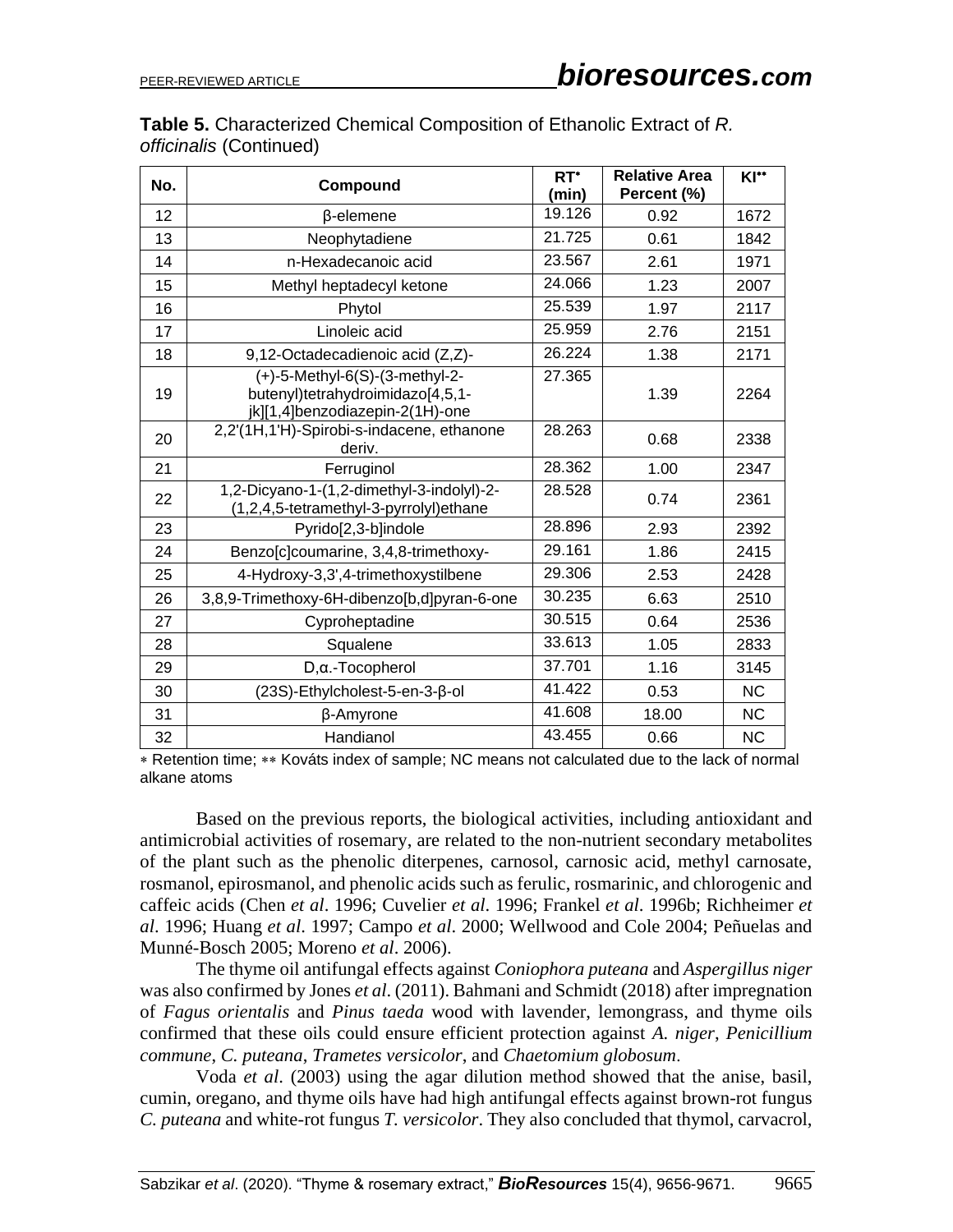**Table 5.** Characterized Chemical Composition of Ethanolic Extract of *R. officinalis* (Continued)

| No. | Compound | RT* (min) | Relative Area Percent (%) | KI** |
|---|---|---|---|---|
| 12 | β-elemene | 19.126 | 0.92 | 1672 |
| 13 | Neophytadiene | 21.725 | 0.61 | 1842 |
| 14 | n-Hexadecanoic acid | 23.567 | 2.61 | 1971 |
| 15 | Methyl heptadecyl ketone | 24.066 | 1.23 | 2007 |
| 16 | Phytol | 25.539 | 1.97 | 2117 |
| 17 | Linoleic acid | 25.959 | 2.76 | 2151 |
| 18 | 9,12-Octadecadienoic acid (Z,Z)- | 26.224 | 1.38 | 2171 |
| 19 | (+)-5-Methyl-6(S)-(3-methyl-2-butenyl)tetrahydroimidazo[4,5,1-jk][1,4]benzodiazepin-2(1H)-one | 27.365 | 1.39 | 2264 |
| 20 | 2,2'(1H,1'H)-Spirobi-s-indacene, ethanone deriv. | 28.263 | 0.68 | 2338 |
| 21 | Ferruginol | 28.362 | 1.00 | 2347 |
| 22 | 1,2-Dicyano-1-(1,2-dimethyl-3-indolyl)-2-(1,2,4,5-tetramethyl-3-pyrrolyl)ethane | 28.528 | 0.74 | 2361 |
| 23 | Pyrido[2,3-b]indole | 28.896 | 2.93 | 2392 |
| 24 | Benzo[c]coumarine, 3,4,8-trimethoxy- | 29.161 | 1.86 | 2415 |
| 25 | 4-Hydroxy-3,3',4-trimethoxystilbene | 29.306 | 2.53 | 2428 |
| 26 | 3,8,9-Trimethoxy-6H-dibenzo[b,d]pyran-6-one | 30.235 | 6.63 | 2510 |
| 27 | Cyproheptadine | 30.515 | 0.64 | 2536 |
| 28 | Squalene | 33.613 | 1.05 | 2833 |
| 29 | D,α.-Tocopherol | 37.701 | 1.16 | 3145 |
| 30 | (23S)-Ethylcholest-5-en-3-β-ol | 41.422 | 0.53 | NC |
| 31 | β-Amyrone | 41.608 | 18.00 | NC |
| 32 | Handianol | 43.455 | 0.66 | NC |

* Retention time; ** Kováts index of sample; NC means not calculated due to the lack of normal alkane atoms

Based on the previous reports, the biological activities, including antioxidant and antimicrobial activities of rosemary, are related to the non-nutrient secondary metabolites of the plant such as the phenolic diterpenes, carnosol, carnosic acid, methyl carnosate, rosmanol, epirosmanol, and phenolic acids such as ferulic, rosmarinic, and chlorogenic and caffeic acids (Chen *et al*. 1996; Cuvelier *et al*. 1996; Frankel *et al*. 1996b; Richheimer *et al*. 1996; Huang *et al*. 1997; Campo *et al*. 2000; Wellwood and Cole 2004; Peñuelas and Munné-Bosch 2005; Moreno *et al*. 2006).

The thyme oil antifungal effects against *Coniophora puteana* and *Aspergillus niger* was also confirmed by Jones *et al*. (2011). Bahmani and Schmidt (2018) after impregnation of *Fagus orientalis* and *Pinus taeda* wood with lavender, lemongrass, and thyme oils confirmed that these oils could ensure efficient protection against *A. niger*, *Penicillium commune*, *C. puteana*, *Trametes versicolor*, and *Chaetomium globosum*.

Voda *et al*. (2003) using the agar dilution method showed that the anise, basil, cumin, oregano, and thyme oils have had high antifungal effects against brown-rot fungus *C. puteana* and white-rot fungus *T. versicolor*. They also concluded that thymol, carvacrol,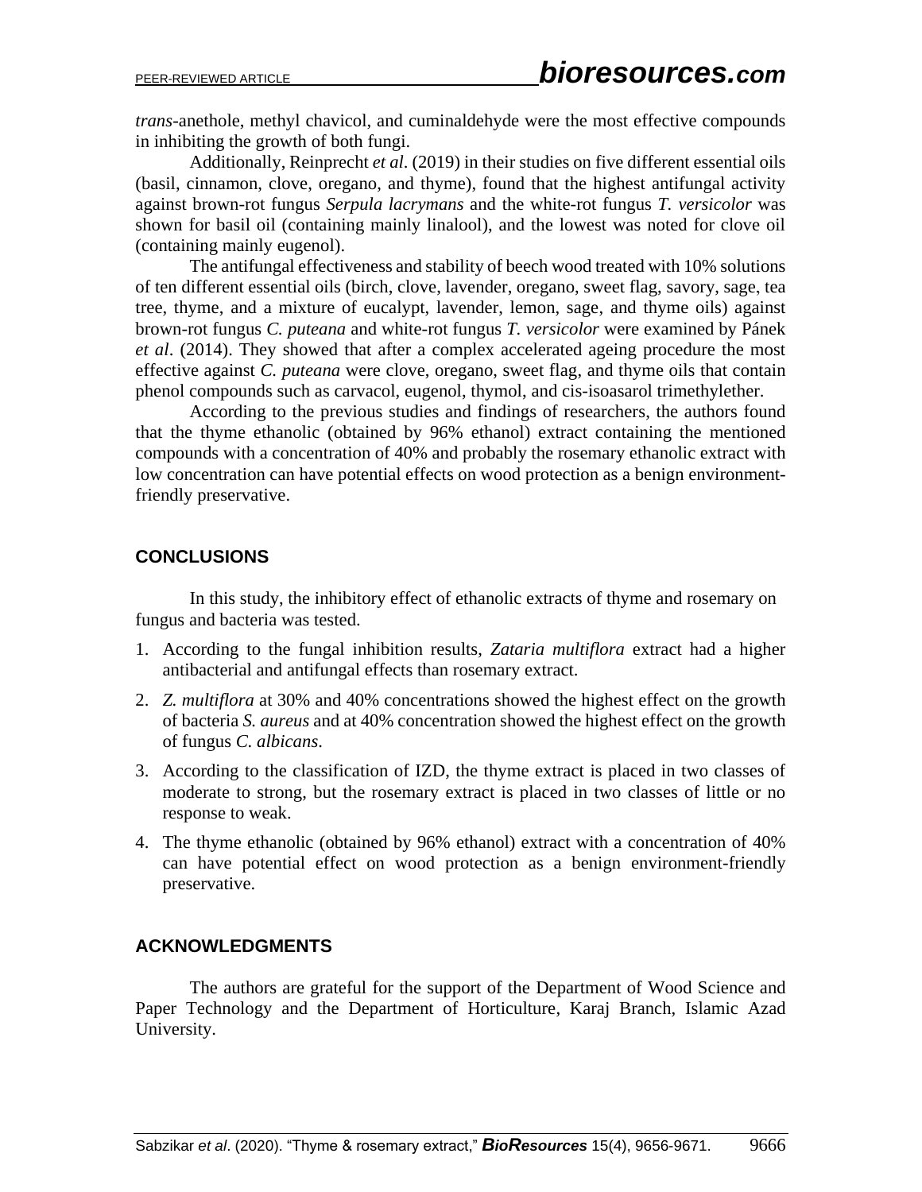*trans*-anethole, methyl chavicol, and cuminaldehyde were the most effective compounds in inhibiting the growth of both fungi.

Additionally, Reinprecht *et al*. (2019) in their studies on five different essential oils (basil, cinnamon, clove, oregano, and thyme), found that the highest antifungal activity against brown-rot fungus *Serpula lacrymans* and the white-rot fungus *T. versicolor* was shown for basil oil (containing mainly linalool), and the lowest was noted for clove oil (containing mainly eugenol).

The antifungal effectiveness and stability of beech wood treated with 10% solutions of ten different essential oils (birch, clove, lavender, oregano, sweet flag, savory, sage, tea tree, thyme, and a mixture of eucalypt, lavender, lemon, sage, and thyme oils) against brown-rot fungus *C. puteana* and white-rot fungus *T. versicolor* were examined by Pánek *et al*. (2014). They showed that after a complex accelerated ageing procedure the most effective against *C. puteana* were clove, oregano, sweet flag, and thyme oils that contain phenol compounds such as carvacol, eugenol, thymol, and cis-isoasarol trimethylether.

According to the previous studies and findings of researchers, the authors found that the thyme ethanolic (obtained by 96% ethanol) extract containing the mentioned compounds with a concentration of 40% and probably the rosemary ethanolic extract with low concentration can have potential effects on wood protection as a benign environment-friendly preservative.

## CONCLUSIONS

In this study, the inhibitory effect of ethanolic extracts of thyme and rosemary on fungus and bacteria was tested.

1. According to the fungal inhibition results, *Zataria multiflora* extract had a higher antibacterial and antifungal effects than rosemary extract.
2. *Z. multiflora* at 30% and 40% concentrations showed the highest effect on the growth of bacteria *S. aureus* and at 40% concentration showed the highest effect on the growth of fungus *C. albicans*.
3. According to the classification of IZD, the thyme extract is placed in two classes of moderate to strong, but the rosemary extract is placed in two classes of little or no response to weak.
4. The thyme ethanolic (obtained by 96% ethanol) extract with a concentration of 40% can have potential effect on wood protection as a benign environment-friendly preservative.

## ACKNOWLEDGMENTS

The authors are grateful for the support of the Department of Wood Science and Paper Technology and the Department of Horticulture, Karaj Branch, Islamic Azad University.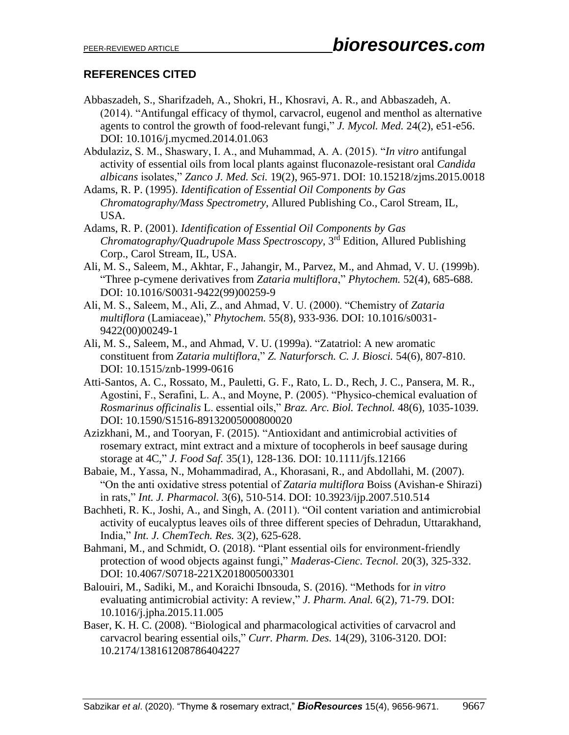## REFERENCES CITED

Abbaszadeh, S., Sharifzadeh, A., Shokri, H., Khosravi, A. R., and Abbaszadeh, A. (2014). "Antifungal efficacy of thymol, carvacrol, eugenol and menthol as alternative agents to control the growth of food-relevant fungi," *J. Mycol. Med.* 24(2), e51-e56. DOI: 10.1016/j.mycmed.2014.01.063

Abdulaziz, S. M., Shaswary, I. A., and Muhammad, A. A. (2015). "*In vitro* antifungal activity of essential oils from local plants against fluconazole-resistant oral *Candida albicans* isolates," *Zanco J. Med. Sci.* 19(2), 965-971. DOI: 10.15218/zjms.2015.0018

Adams, R. P. (1995). *Identification of Essential Oil Components by Gas Chromatography/Mass Spectrometry*, Allured Publishing Co., Carol Stream, IL, USA.

Adams, R. P. (2001). *Identification of Essential Oil Components by Gas Chromatography/Quadrupole Mass Spectroscopy*, 3rd Edition, Allured Publishing Corp., Carol Stream, IL, USA.

Ali, M. S., Saleem, M., Akhtar, F., Jahangir, M., Parvez, M., and Ahmad, V. U. (1999b). "Three p-cymene derivatives from *Zataria multiflora*," *Phytochem.* 52(4), 685-688. DOI: 10.1016/S0031-9422(99)00259-9

Ali, M. S., Saleem, M., Ali, Z., and Ahmad, V. U. (2000). "Chemistry of *Zataria multiflora* (Lamiaceae)," *Phytochem.* 55(8), 933-936. DOI: 10.1016/s0031-9422(00)00249-1

Ali, M. S., Saleem, M., and Ahmad, V. U. (1999a). "Zatatriol: A new aromatic constituent from *Zataria multiflora*," *Z. Naturforsch. C. J. Biosci.* 54(6), 807-810. DOI: 10.1515/znb-1999-0616

Atti-Santos, A. C., Rossato, M., Pauletti, G. F., Rato, L. D., Rech, J. C., Pansera, M. R., Agostini, F., Serafini, L. A., and Moyne, P. (2005). "Physico-chemical evaluation of *Rosmarinus officinalis* L. essential oils," *Braz. Arc. Biol. Technol.* 48(6), 1035-1039. DOI: 10.1590/S1516-89132005000800020

Azizkhani, M., and Tooryan, F. (2015). "Antioxidant and antimicrobial activities of rosemary extract, mint extract and a mixture of tocopherols in beef sausage during storage at 4C," *J. Food Saf.* 35(1), 128-136. DOI: 10.1111/jfs.12166

Babaie, M., Yassa, N., Mohammadirad, A., Khorasani, R., and Abdollahi, M. (2007). "On the anti oxidative stress potential of *Zataria multiflora* Boiss (Avishan-e Shirazi) in rats," *Int. J. Pharmacol.* 3(6), 510-514. DOI: 10.3923/ijp.2007.510.514

Bachheti, R. K., Joshi, A., and Singh, A. (2011). "Oil content variation and antimicrobial activity of eucalyptus leaves oils of three different species of Dehradun, Uttarakhand, India," *Int. J. ChemTech. Res.* 3(2), 625-628.

Bahmani, M., and Schmidt, O. (2018). "Plant essential oils for environment-friendly protection of wood objects against fungi," *Maderas-Cienc. Tecnol.* 20(3), 325-332. DOI: 10.4067/S0718-221X2018005003301

Balouiri, M., Sadiki, M., and Koraichi Ibnsouda, S. (2016). "Methods for *in vitro* evaluating antimicrobial activity: A review," *J. Pharm. Anal.* 6(2), 71-79. DOI: 10.1016/j.jpha.2015.11.005

Baser, K. H. C. (2008). "Biological and pharmacological activities of carvacrol and carvacrol bearing essential oils," *Curr. Pharm. Des.* 14(29), 3106-3120. DOI: 10.2174/138161208786404227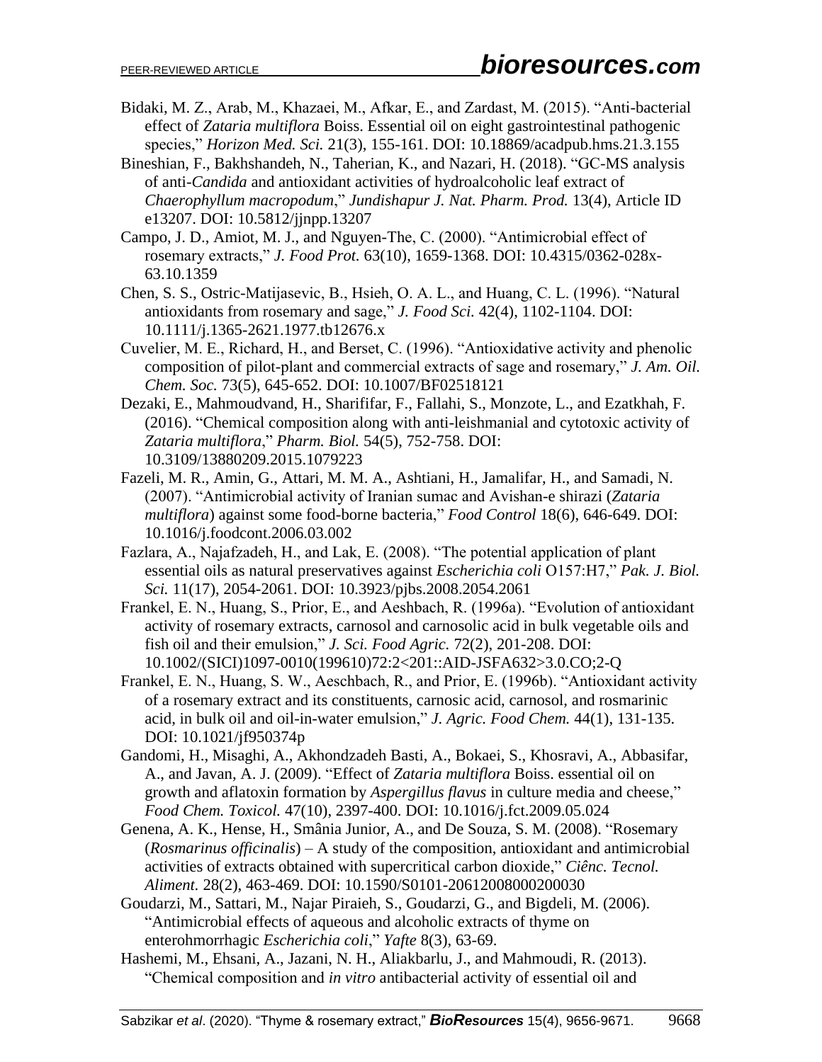Bidaki, M. Z., Arab, M., Khazaei, M., Afkar, E., and Zardast, M. (2015). "Anti-bacterial effect of *Zataria multiflora* Boiss. Essential oil on eight gastrointestinal pathogenic species," *Horizon Med. Sci.* 21(3), 155-161. DOI: 10.18869/acadpub.hms.21.3.155

Bineshian, F., Bakhshandeh, N., Taherian, K., and Nazari, H. (2018). "GC-MS analysis of anti-*Candida* and antioxidant activities of hydroalcoholic leaf extract of *Chaerophyllum macropodum*," *Jundishapur J. Nat. Pharm. Prod.* 13(4), Article ID e13207. DOI: 10.5812/jjnpp.13207

Campo, J. D., Amiot, M. J., and Nguyen-The, C. (2000). "Antimicrobial effect of rosemary extracts," *J. Food Prot.* 63(10), 1659-1368. DOI: 10.4315/0362-028x-63.10.1359

Chen, S. S., Ostric-Matijasevic, B., Hsieh, O. A. L., and Huang, C. L. (1996). "Natural antioxidants from rosemary and sage," *J. Food Sci.* 42(4), 1102-1104. DOI: 10.1111/j.1365-2621.1977.tb12676.x

Cuvelier, M. E., Richard, H., and Berset, C. (1996). "Antioxidative activity and phenolic composition of pilot-plant and commercial extracts of sage and rosemary," *J. Am. Oil. Chem. Soc.* 73(5), 645-652. DOI: 10.1007/BF02518121

Dezaki, E., Mahmoudvand, H., Sharififar, F., Fallahi, S., Monzote, L., and Ezatkhah, F. (2016). "Chemical composition along with anti-leishmanial and cytotoxic activity of *Zataria multiflora*," *Pharm. Biol.* 54(5), 752-758. DOI: 10.3109/13880209.2015.1079223

Fazeli, M. R., Amin, G., Attari, M. M. A., Ashtiani, H., Jamalifar, H., and Samadi, N. (2007). "Antimicrobial activity of Iranian sumac and Avishan-e shirazi (*Zataria multiflora*) against some food-borne bacteria," *Food Control* 18(6), 646-649. DOI: 10.1016/j.foodcont.2006.03.002

Fazlara, A., Najafzadeh, H., and Lak, E. (2008). "The potential application of plant essential oils as natural preservatives against *Escherichia coli* O157:H7," *Pak. J. Biol. Sci.* 11(17), 2054-2061. DOI: 10.3923/pjbs.2008.2054.2061

Frankel, E. N., Huang, S., Prior, E., and Aeshbach, R. (1996a). "Evolution of antioxidant activity of rosemary extracts, carnosol and carnosolic acid in bulk vegetable oils and fish oil and their emulsion," *J. Sci. Food Agric.* 72(2), 201-208. DOI: 10.1002/(SICI)1097-0010(199610)72:2<201::AID-JSFA632>3.0.CO;2-Q

Frankel, E. N., Huang, S. W., Aeschbach, R., and Prior, E. (1996b). "Antioxidant activity of a rosemary extract and its constituents, carnosic acid, carnosol, and rosmarinic acid, in bulk oil and oil-in-water emulsion," *J. Agric. Food Chem.* 44(1), 131-135. DOI: 10.1021/jf950374p

Gandomi, H., Misaghi, A., Akhondzadeh Basti, A., Bokaei, S., Khosravi, A., Abbasifar, A., and Javan, A. J. (2009). "Effect of *Zataria multiflora* Boiss. essential oil on growth and aflatoxin formation by *Aspergillus flavus* in culture media and cheese," *Food Chem. Toxicol.* 47(10), 2397-400. DOI: 10.1016/j.fct.2009.05.024

Genena, A. K., Hense, H., Smânia Junior, A., and De Souza, S. M. (2008). "Rosemary (*Rosmarinus officinalis*) – A study of the composition, antioxidant and antimicrobial activities of extracts obtained with supercritical carbon dioxide," *Ciênc. Tecnol. Aliment.* 28(2), 463-469. DOI: 10.1590/S0101-20612008000200030

Goudarzi, M., Sattari, M., Najar Piraieh, S., Goudarzi, G., and Bigdeli, M. (2006). "Antimicrobial effects of aqueous and alcoholic extracts of thyme on enterohmorrhagic *Escherichia coli*," *Yafte* 8(3), 63-69.

Hashemi, M., Ehsani, A., Jazani, N. H., Aliakbarlu, J., and Mahmoudi, R. (2013). "Chemical composition and *in vitro* antibacterial activity of essential oil and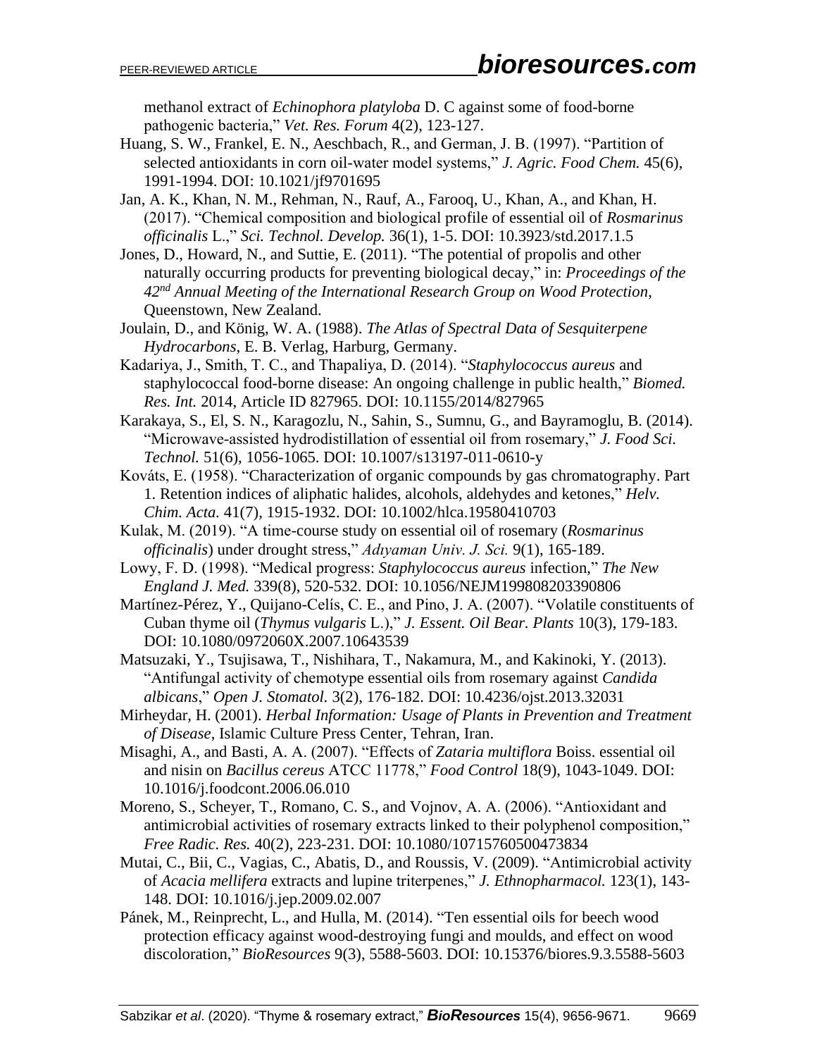methanol extract of *Echinophora platyloba* D. C against some of food-borne pathogenic bacteria," *Vet. Res. Forum* 4(2), 123-127.

Huang, S. W., Frankel, E. N., Aeschbach, R., and German, J. B. (1997). "Partition of selected antioxidants in corn oil-water model systems," *J. Agric. Food Chem.* 45(6), 1991-1994. DOI: 10.1021/jf9701695

Jan, A. K., Khan, N. M., Rehman, N., Rauf, A., Farooq, U., Khan, A., and Khan, H. (2017). "Chemical composition and biological profile of essential oil of *Rosmarinus officinalis* L.," *Sci. Technol. Develop.* 36(1), 1-5. DOI: 10.3923/std.2017.1.5

Jones, D., Howard, N., and Suttie, E. (2011). "The potential of propolis and other naturally occurring products for preventing biological decay," in: *Proceedings of the 42nd Annual Meeting of the International Research Group on Wood Protection*, Queenstown, New Zealand.

Joulain, D., and König, W. A. (1988). *The Atlas of Spectral Data of Sesquiterpene Hydrocarbons*, E. B. Verlag, Harburg, Germany.

Kadariya, J., Smith, T. C., and Thapaliya, D. (2014). "*Staphylococcus aureus* and staphylococcal food-borne disease: An ongoing challenge in public health," *Biomed. Res. Int.* 2014, Article ID 827965. DOI: 10.1155/2014/827965

Karakaya, S., El, S. N., Karagozlu, N., Sahin, S., Sumnu, G., and Bayramoglu, B. (2014). "Microwave-assisted hydrodistillation of essential oil from rosemary," *J. Food Sci. Technol.* 51(6), 1056-1065. DOI: 10.1007/s13197-011-0610-y

Kováts, E. (1958). "Characterization of organic compounds by gas chromatography. Part 1. Retention indices of aliphatic halides, alcohols, aldehydes and ketones," *Helv. Chim. Acta.* 41(7), 1915-1932. DOI: 10.1002/hlca.19580410703

Kulak, M. (2019). "A time-course study on essential oil of rosemary (*Rosmarinus officinalis*) under drought stress," *Adıyaman Univ. J. Sci.* 9(1), 165-189.

Lowy, F. D. (1998). "Medical progress: *Staphylococcus aureus* infection," *The New England J. Med.* 339(8), 520-532. DOI: 10.1056/NEJM199808203390806

Martínez-Pérez, Y., Quijano-Celís, C. E., and Pino, J. A. (2007). "Volatile constituents of Cuban thyme oil (*Thymus vulgaris* L.)," *J. Essent. Oil Bear. Plants* 10(3), 179-183. DOI: 10.1080/0972060X.2007.10643539

Matsuzaki, Y., Tsujisawa, T., Nishihara, T., Nakamura, M., and Kakinoki, Y. (2013). "Antifungal activity of chemotype essential oils from rosemary against *Candida albicans*," *Open J. Stomatol.* 3(2), 176-182. DOI: 10.4236/ojst.2013.32031

Mirheydar, H. (2001). *Herbal Information: Usage of Plants in Prevention and Treatment of Disease*, Islamic Culture Press Center, Tehran, Iran.

Misaghi, A., and Basti, A. A. (2007). "Effects of *Zataria multiflora* Boiss. essential oil and nisin on *Bacillus cereus* ATCC 11778," *Food Control* 18(9), 1043-1049. DOI: 10.1016/j.foodcont.2006.06.010

Moreno, S., Scheyer, T., Romano, C. S., and Vojnov, A. A. (2006). "Antioxidant and antimicrobial activities of rosemary extracts linked to their polyphenol composition," *Free Radic. Res.* 40(2), 223-231. DOI: 10.1080/10715760500473834

Mutai, C., Bii, C., Vagias, C., Abatis, D., and Roussis, V. (2009). "Antimicrobial activity of *Acacia mellifera* extracts and lupine triterpenes," *J. Ethnopharmacol.* 123(1), 143-148. DOI: 10.1016/j.jep.2009.02.007

Pánek, M., Reinprecht, L., and Hulla, M. (2014). "Ten essential oils for beech wood protection efficacy against wood-destroying fungi and moulds, and effect on wood discoloration," *BioResources* 9(3), 5588-5603. DOI: 10.15376/biores.9.3.5588-5603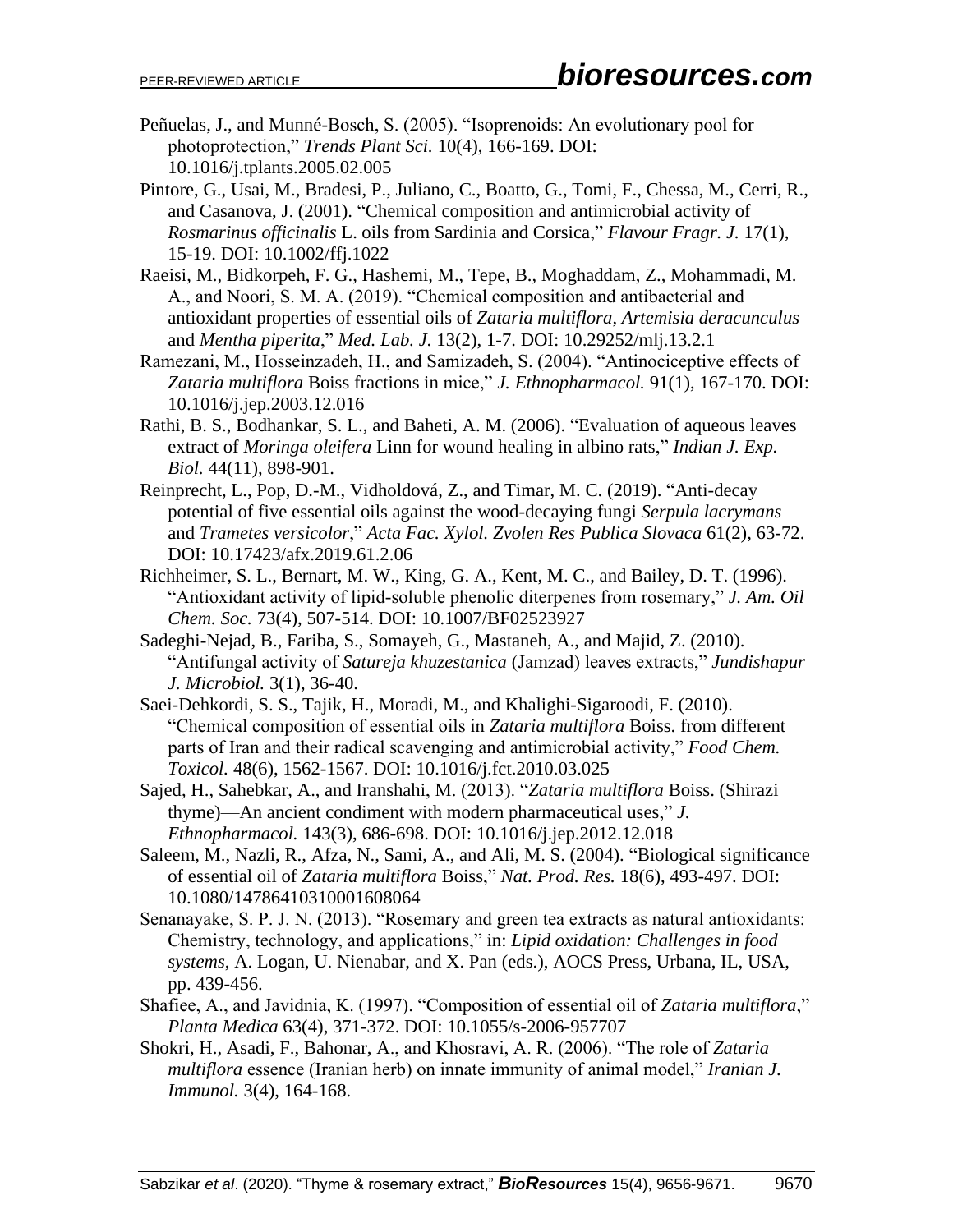Peñuelas, J., and Munné-Bosch, S. (2005). "Isoprenoids: An evolutionary pool for photoprotection," *Trends Plant Sci.* 10(4), 166-169. DOI: 10.1016/j.tplants.2005.02.005

Pintore, G., Usai, M., Bradesi, P., Juliano, C., Boatto, G., Tomi, F., Chessa, M., Cerri, R., and Casanova, J. (2001). "Chemical composition and antimicrobial activity of *Rosmarinus officinalis* L. oils from Sardinia and Corsica," *Flavour Fragr. J.* 17(1), 15-19. DOI: 10.1002/ffj.1022

Raeisi, M., Bidkorpeh, F. G., Hashemi, M., Tepe, B., Moghaddam, Z., Mohammadi, M. A., and Noori, S. M. A. (2019). "Chemical composition and antibacterial and antioxidant properties of essential oils of *Zataria multiflora*, *Artemisia deracunculus* and *Mentha piperita*," *Med. Lab. J.* 13(2), 1-7. DOI: 10.29252/mlj.13.2.1

Ramezani, M., Hosseinzadeh, H., and Samizadeh, S. (2004). "Antinociceptive effects of *Zataria multiflora* Boiss fractions in mice," *J. Ethnopharmacol.* 91(1), 167-170. DOI: 10.1016/j.jep.2003.12.016

Rathi, B. S., Bodhankar, S. L., and Baheti, A. M. (2006). "Evaluation of aqueous leaves extract of *Moringa oleifera* Linn for wound healing in albino rats," *Indian J. Exp. Biol.* 44(11), 898-901.

Reinprecht, L., Pop, D.-M., Vidholdová, Z., and Timar, M. C. (2019). "Anti-decay potential of five essential oils against the wood-decaying fungi *Serpula lacrymans* and *Trametes versicolor*," *Acta Fac. Xylol. Zvolen Res Publica Slovaca* 61(2), 63-72. DOI: 10.17423/afx.2019.61.2.06

Richheimer, S. L., Bernart, M. W., King, G. A., Kent, M. C., and Bailey, D. T. (1996). "Antioxidant activity of lipid-soluble phenolic diterpenes from rosemary," *J. Am. Oil Chem. Soc.* 73(4), 507-514. DOI: 10.1007/BF02523927

Sadeghi-Nejad, B., Fariba, S., Somayeh, G., Mastaneh, A., and Majid, Z. (2010). "Antifungal activity of *Satureja khuzestanica* (Jamzad) leaves extracts," *Jundishapur J. Microbiol.* 3(1), 36-40.

Saei-Dehkordi, S. S., Tajik, H., Moradi, M., and Khalighi-Sigaroodi, F. (2010). "Chemical composition of essential oils in *Zataria multiflora* Boiss. from different parts of Iran and their radical scavenging and antimicrobial activity," *Food Chem. Toxicol.* 48(6), 1562-1567. DOI: 10.1016/j.fct.2010.03.025

Sajed, H., Sahebkar, A., and Iranshahi, M. (2013). "*Zataria multiflora* Boiss. (Shirazi thyme)—An ancient condiment with modern pharmaceutical uses," *J. Ethnopharmacol.* 143(3), 686-698. DOI: 10.1016/j.jep.2012.12.018

Saleem, M., Nazli, R., Afza, N., Sami, A., and Ali, M. S. (2004). "Biological significance of essential oil of *Zataria multiflora* Boiss," *Nat. Prod. Res.* 18(6), 493-497. DOI: 10.1080/14786410310001608064

Senanayake, S. P. J. N. (2013). "Rosemary and green tea extracts as natural antioxidants: Chemistry, technology, and applications," in: *Lipid oxidation: Challenges in food systems*, A. Logan, U. Nienabar, and X. Pan (eds.), AOCS Press, Urbana, IL, USA, pp. 439-456.

Shafiee, A., and Javidnia, K. (1997). "Composition of essential oil of *Zataria multiflora*," *Planta Medica* 63(4), 371-372. DOI: 10.1055/s-2006-957707

Shokri, H., Asadi, F., Bahonar, A., and Khosravi, A. R. (2006). "The role of *Zataria multiflora* essence (Iranian herb) on innate immunity of animal model," *Iranian J. Immunol.* 3(4), 164-168.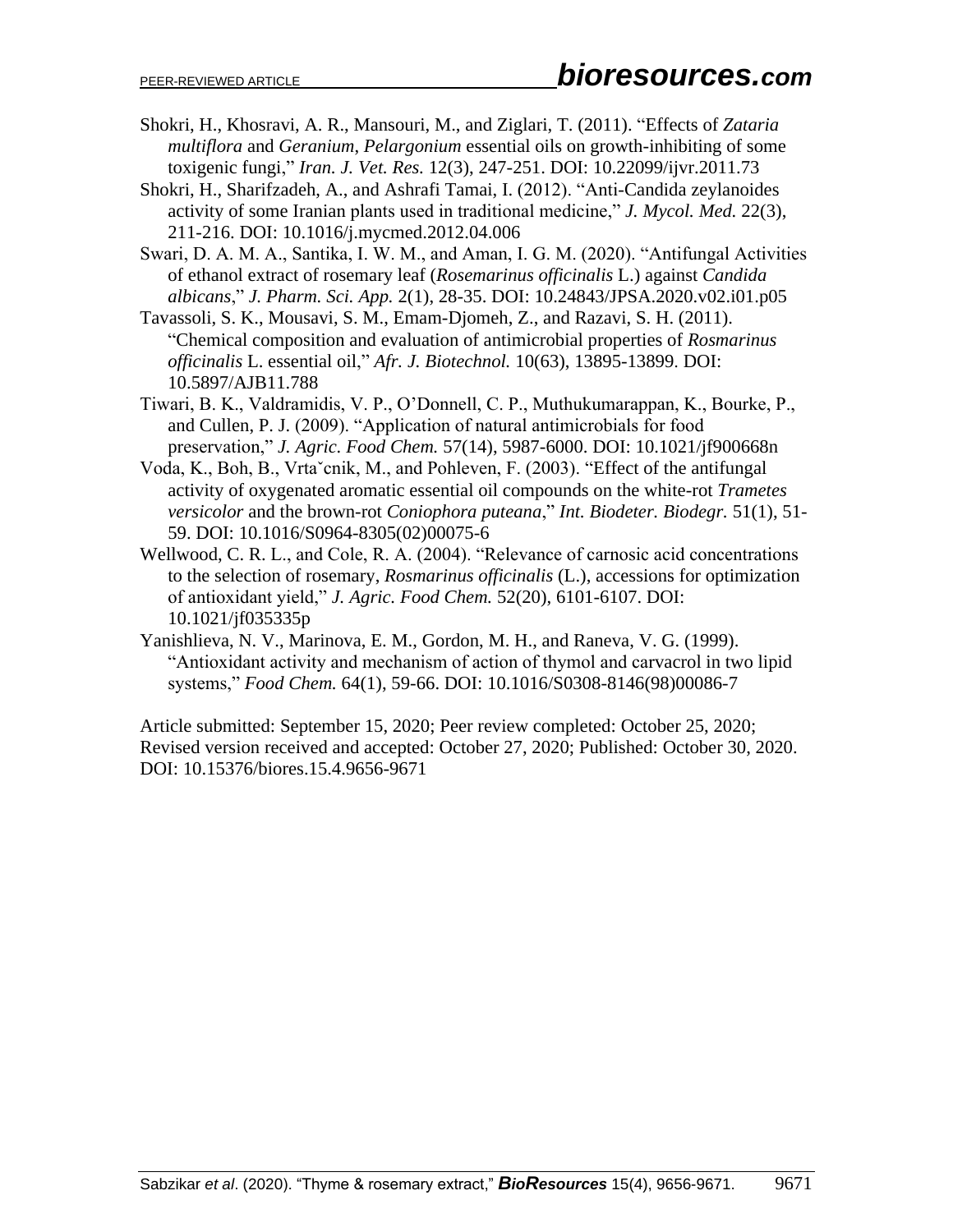Shokri, H., Khosravi, A. R., Mansouri, M., and Ziglari, T. (2011). "Effects of *Zataria multiflora* and *Geranium*, *Pelargonium* essential oils on growth-inhibiting of some toxigenic fungi," *Iran. J. Vet. Res.* 12(3), 247-251. DOI: 10.22099/ijvr.2011.73

Shokri, H., Sharifzadeh, A., and Ashrafi Tamai, I. (2012). "Anti-Candida zeylanoides activity of some Iranian plants used in traditional medicine," *J. Mycol. Med.* 22(3), 211-216. DOI: 10.1016/j.mycmed.2012.04.006

Swari, D. A. M. A., Santika, I. W. M., and Aman, I. G. M. (2020). "Antifungal Activities of ethanol extract of rosemary leaf (*Rosemarinus officinalis* L.) against *Candida albicans*," *J. Pharm. Sci. App.* 2(1), 28-35. DOI: 10.24843/JPSA.2020.v02.i01.p05

Tavassoli, S. K., Mousavi, S. M., Emam-Djomeh, Z., and Razavi, S. H. (2011). "Chemical composition and evaluation of antimicrobial properties of *Rosmarinus officinalis* L. essential oil," *Afr. J. Biotechnol.* 10(63), 13895-13899. DOI: 10.5897/AJB11.788

Tiwari, B. K., Valdramidis, V. P., O'Donnell, C. P., Muthukumarappan, K., Bourke, P., and Cullen, P. J. (2009). "Application of natural antimicrobials for food preservation," *J. Agric. Food Chem.* 57(14), 5987-6000. DOI: 10.1021/jf900668n

Voda, K., Boh, B., Vrtaˇcnik, M., and Pohleven, F. (2003). "Effect of the antifungal activity of oxygenated aromatic essential oil compounds on the white-rot *Trametes versicolor* and the brown-rot *Coniophora puteana*," *Int. Biodeter. Biodegr.* 51(1), 51-59. DOI: 10.1016/S0964-8305(02)00075-6

Wellwood, C. R. L., and Cole, R. A. (2004). "Relevance of carnosic acid concentrations to the selection of rosemary, *Rosmarinus officinalis* (L.), accessions for optimization of antioxidant yield," *J. Agric. Food Chem.* 52(20), 6101-6107. DOI: 10.1021/jf035335p

Yanishlieva, N. V., Marinova, E. M., Gordon, M. H., and Raneva, V. G. (1999). "Antioxidant activity and mechanism of action of thymol and carvacrol in two lipid systems," *Food Chem.* 64(1), 59-66. DOI: 10.1016/S0308-8146(98)00086-7

Article submitted: September 15, 2020; Peer review completed: October 25, 2020; Revised version received and accepted: October 27, 2020; Published: October 30, 2020.
DOI: 10.15376/biores.15.4.9656-9671